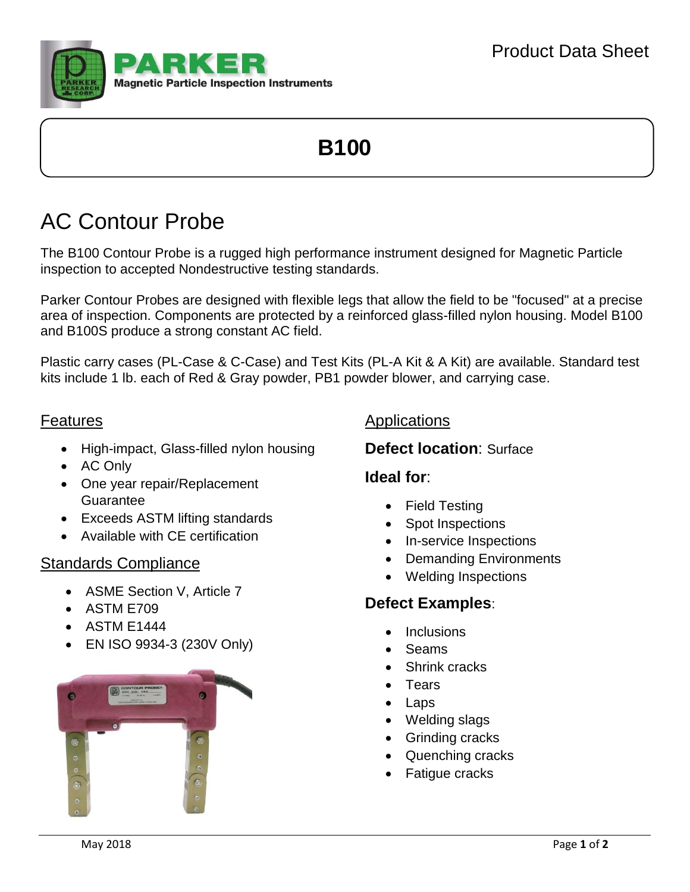PARKER

Magnetic Particle Inspection Instruments

Product Data Sheet

# B100

## AC Contour Probe

The B100 Contour Probe is a rugged high performance instrument designed for Magnetic Particle inspection to accepted Nondestructive testing standards.

Parker Contour Probes are designed with flexible legs that allow the field to be "focused" at a precise area of inspection. Components are protected by a reinforced glass-filled nylon housing. Model B100 and B100S produce a strong constant AC field.

Plastic carry cases (PL-Case & C-Case) and Test Kits (PL-A Kit & A Kit) are available. Standard test kits include 1 lb. each of Red & Gray powder, PB1 powder blower, and carrying case.

### Features

- High-impact, Glass-filled nylon housing
- AC Only
- One year repair/Replacement Guarantee
- Exceeds ASTM lifting standards
- Available with CE certification

### Standards Compliance

- ASME Section V, Article 7
- ASTM E709
- ASTM E1444
- EN ISO 9934-3 (230V Only)

### Applications

**Defect location**: Surface

**Ideal for**:

- Field Testing
- Spot Inspections
- In-service Inspections
- Demanding Environments
- Welding Inspections

**Defect Examples**:

- Inclusions
- Seams
- Shrink cracks
- Tears
- Laps
- Welding slags
- Grinding cracks
- Quenching cracks
- Fatigue cracks

May 2018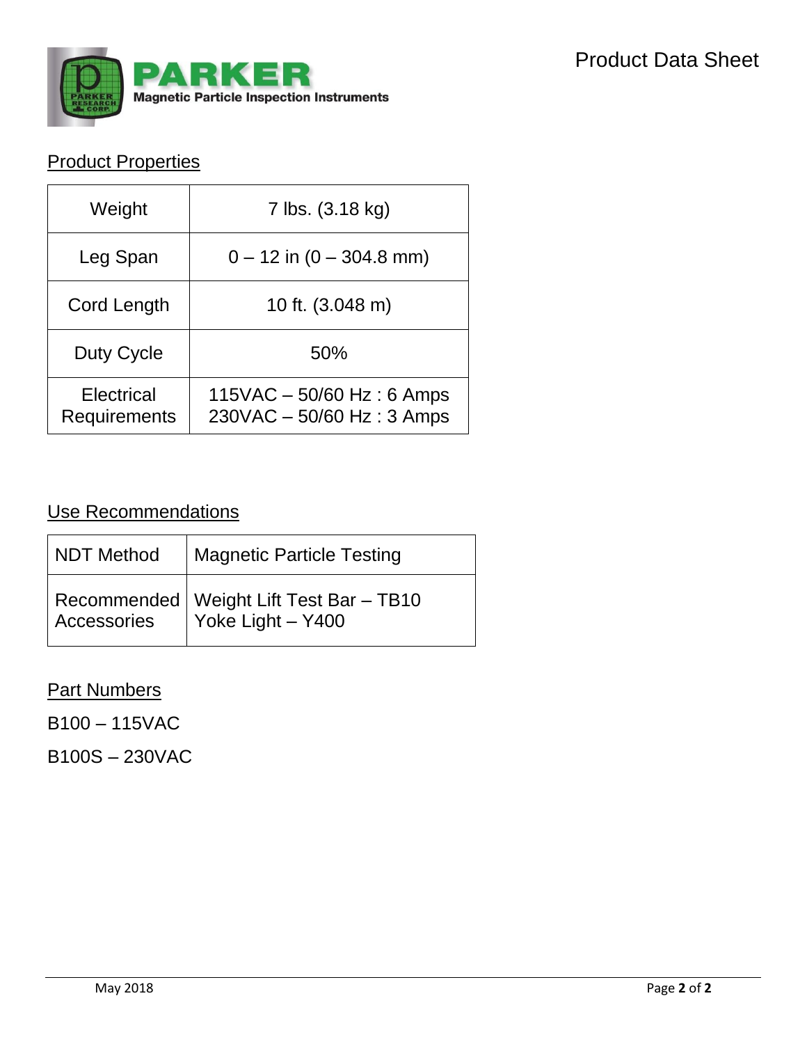PARKER

Magnetic Particle Inspection Instruments

Product Data Sheet

## Product Properties

| | |
|---|---|
| Weight | 7 lbs. (3.18 kg) |
| Leg Span | 0 – 12 in (0 – 304.8 mm) |
| Cord Length | 10 ft. (3.048 m) |
| Duty Cycle | 50% |
| Electrical Requirements | 115VAC – 50/60 Hz : 6 Amps<br>230VAC – 50/60 Hz : 3 Amps |

## Use Recommendations

| | |
|---|---|
| NDT Method | Magnetic Particle Testing |
| Recommended Accessories | Weight Lift Test Bar – TB10<br>Yoke Light – Y400 |

## Part Numbers

B100 – 115VAC

B100S – 230VAC

May 2018